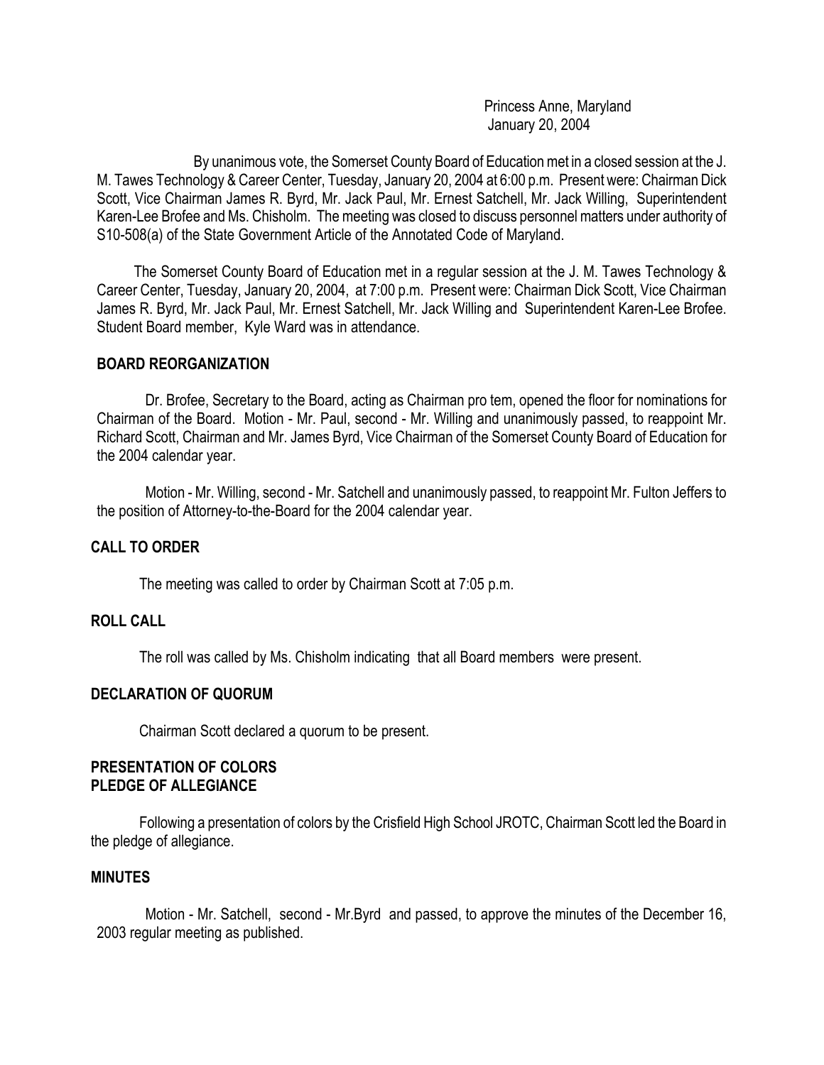Princess Anne, Maryland
January 20, 2004

By unanimous vote, the Somerset County Board of Education met in a closed session at the J. M. Tawes Technology & Career Center, Tuesday, January 20, 2004 at 6:00 p.m. Present were: Chairman Dick Scott, Vice Chairman James R. Byrd, Mr. Jack Paul, Mr. Ernest Satchell, Mr. Jack Willing, Superintendent Karen-Lee Brofee and Ms. Chisholm. The meeting was closed to discuss personnel matters under authority of S10-508(a) of the State Government Article of the Annotated Code of Maryland.

The Somerset County Board of Education met in a regular session at the J. M. Tawes Technology & Career Center, Tuesday, January 20, 2004, at 7:00 p.m. Present were: Chairman Dick Scott, Vice Chairman James R. Byrd, Mr. Jack Paul, Mr. Ernest Satchell, Mr. Jack Willing and Superintendent Karen-Lee Brofee. Student Board member, Kyle Ward was in attendance.

## BOARD REORGANIZATION

Dr. Brofee, Secretary to the Board, acting as Chairman pro tem, opened the floor for nominations for Chairman of the Board. Motion - Mr. Paul, second - Mr. Willing and unanimously passed, to reappoint Mr. Richard Scott, Chairman and Mr. James Byrd, Vice Chairman of the Somerset County Board of Education for the 2004 calendar year.

Motion - Mr. Willing, second - Mr. Satchell and unanimously passed, to reappoint Mr. Fulton Jeffers to the position of Attorney-to-the-Board for the 2004 calendar year.

## CALL TO ORDER

The meeting was called to order by Chairman Scott at 7:05 p.m.

## ROLL CALL

The roll was called by Ms. Chisholm indicating that all Board members were present.

## DECLARATION OF QUORUM

Chairman Scott declared a quorum to be present.

## PRESENTATION OF COLORS
## PLEDGE OF ALLEGIANCE

Following a presentation of colors by the Crisfield High School JROTC, Chairman Scott led the Board in the pledge of allegiance.

## MINUTES

Motion - Mr. Satchell, second - Mr.Byrd and passed, to approve the minutes of the December 16, 2003 regular meeting as published.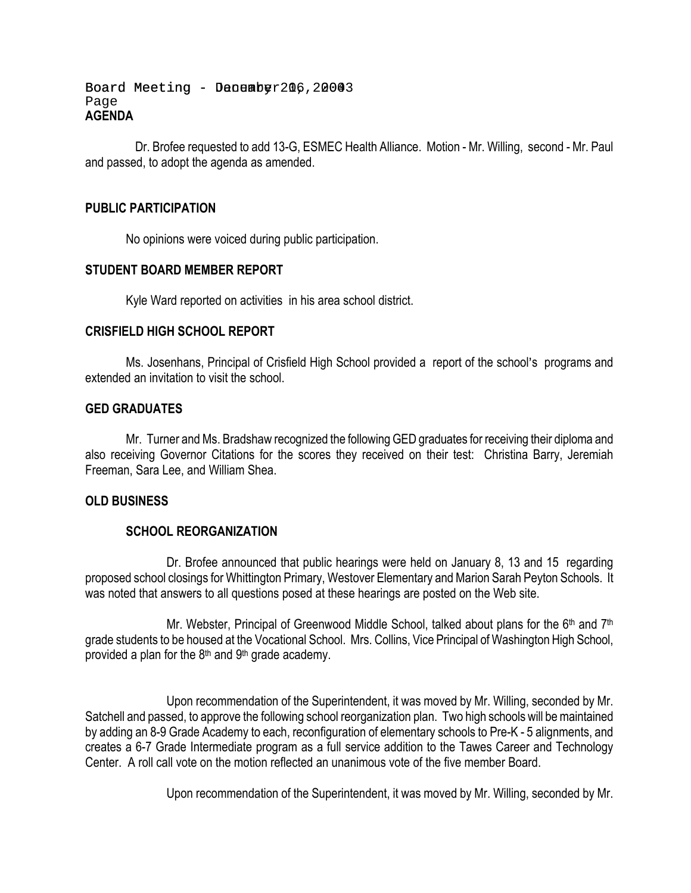**AGENDA**

Dr. Brofee requested to add 13-G, ESMEC Health Alliance. Motion - Mr. Willing, second - Mr. Paul and passed, to adopt the agenda as amended.

**PUBLIC PARTICIPATION**

No opinions were voiced during public participation.

**STUDENT BOARD MEMBER REPORT**

Kyle Ward reported on activities in his area school district.

**CRISFIELD HIGH SCHOOL REPORT**

Ms. Josenhans, Principal of Crisfield High School provided a report of the school's programs and extended an invitation to visit the school.

**GED GRADUATES**

Mr. Turner and Ms. Bradshaw recognized the following GED graduates for receiving their diploma and also receiving Governor Citations for the scores they received on their test: Christina Barry, Jeremiah Freeman, Sara Lee, and William Shea.

**OLD BUSINESS**

**SCHOOL REORGANIZATION**

Dr. Brofee announced that public hearings were held on January 8, 13 and 15 regarding proposed school closings for Whittington Primary, Westover Elementary and Marion Sarah Peyton Schools. It was noted that answers to all questions posed at these hearings are posted on the Web site.

Mr. Webster, Principal of Greenwood Middle School, talked about plans for the 6th and 7th grade students to be housed at the Vocational School. Mrs. Collins, Vice Principal of Washington High School, provided a plan for the 8th and 9th grade academy.

Upon recommendation of the Superintendent, it was moved by Mr. Willing, seconded by Mr. Satchell and passed, to approve the following school reorganization plan. Two high schools will be maintained by adding an 8-9 Grade Academy to each, reconfiguration of elementary schools to Pre-K - 5 alignments, and creates a 6-7 Grade Intermediate program as a full service addition to the Tawes Career and Technology Center. A roll call vote on the motion reflected an unanimous vote of the five member Board.

Upon recommendation of the Superintendent, it was moved by Mr. Willing, seconded by Mr.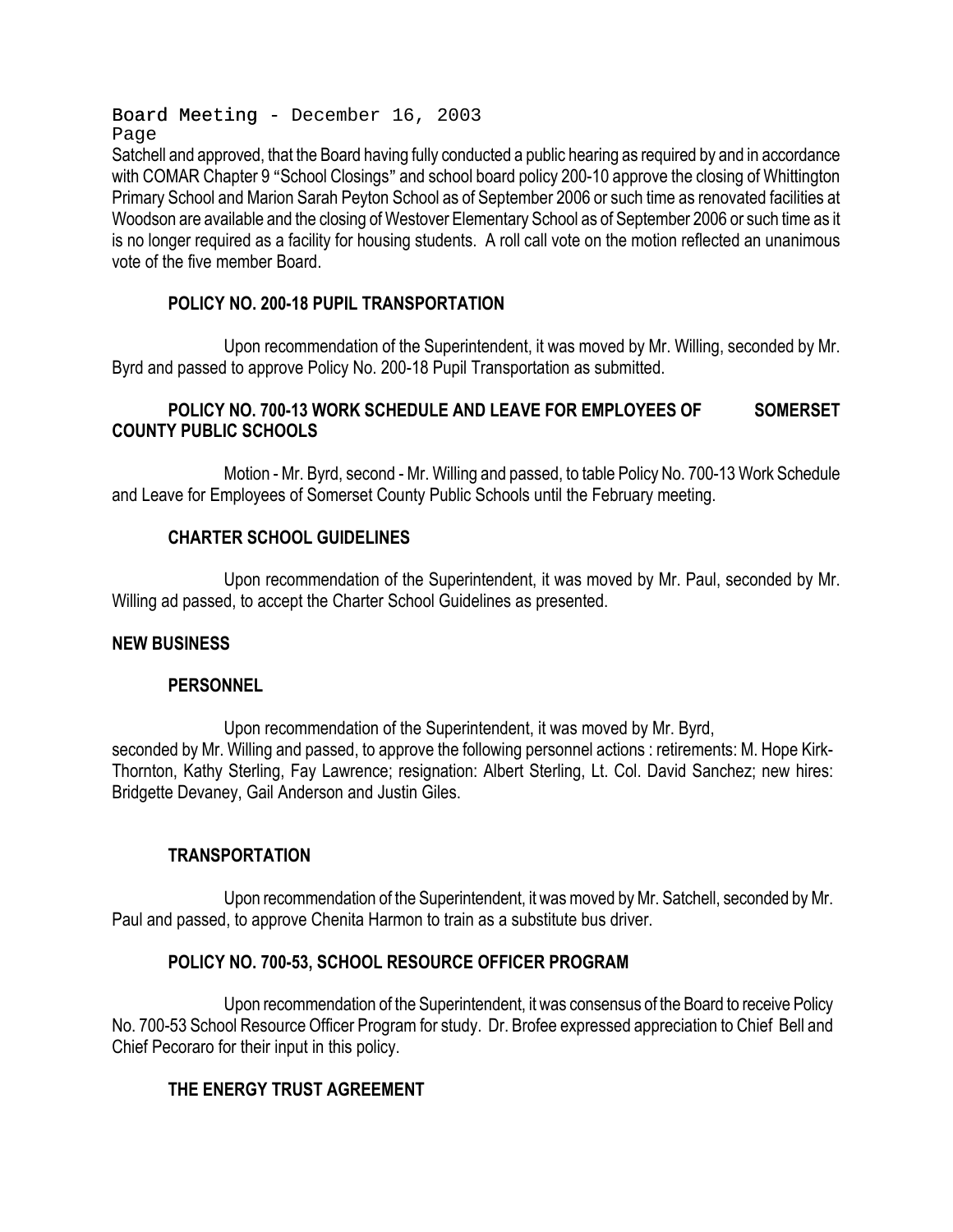Satchell and approved, that the Board having fully conducted a public hearing as required by and in accordance with COMAR Chapter 9 "School Closings" and school board policy 200-10 approve the closing of Whittington Primary School and Marion Sarah Peyton School as of September 2006 or such time as renovated facilities at Woodson are available and the closing of Westover Elementary School as of September 2006 or such time as it is no longer required as a facility for housing students. A roll call vote on the motion reflected an unanimous vote of the five member Board.

**POLICY NO. 200-18 PUPIL TRANSPORTATION**

Upon recommendation of the Superintendent, it was moved by Mr. Willing, seconded by Mr. Byrd and passed to approve Policy No. 200-18 Pupil Transportation as submitted.

**POLICY NO. 700-13 WORK SCHEDULE AND LEAVE FOR EMPLOYEES OF SOMERSET COUNTY PUBLIC SCHOOLS**

Motion - Mr. Byrd, second - Mr. Willing and passed, to table Policy No. 700-13 Work Schedule and Leave for Employees of Somerset County Public Schools until the February meeting.

**CHARTER SCHOOL GUIDELINES**

Upon recommendation of the Superintendent, it was moved by Mr. Paul, seconded by Mr. Willing ad passed, to accept the Charter School Guidelines as presented.

**NEW BUSINESS**

**PERSONNEL**

Upon recommendation of the Superintendent, it was moved by Mr. Byrd, seconded by Mr. Willing and passed, to approve the following personnel actions : retirements: M. Hope Kirk-Thornton, Kathy Sterling, Fay Lawrence; resignation: Albert Sterling, Lt. Col. David Sanchez; new hires: Bridgette Devaney, Gail Anderson and Justin Giles.

**TRANSPORTATION**

Upon recommendation of the Superintendent, it was moved by Mr. Satchell, seconded by Mr. Paul and passed, to approve Chenita Harmon to train as a substitute bus driver.

**POLICY NO. 700-53, SCHOOL RESOURCE OFFICER PROGRAM**

Upon recommendation of the Superintendent, it was consensus of the Board to receive Policy No. 700-53 School Resource Officer Program for study. Dr. Brofee expressed appreciation to Chief Bell and Chief Pecoraro for their input in this policy.

**THE ENERGY TRUST AGREEMENT**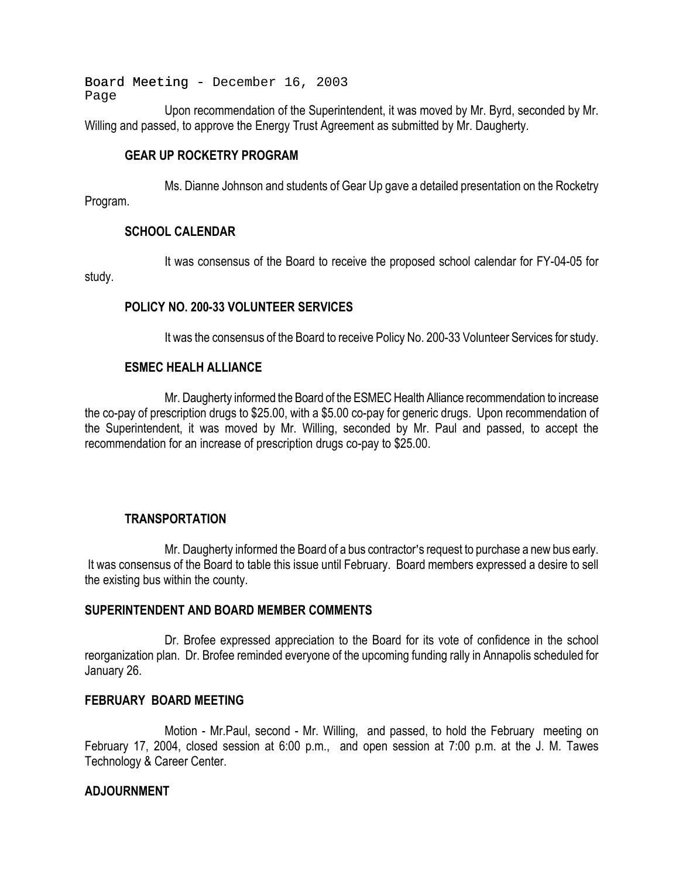Upon recommendation of the Superintendent, it was moved by Mr. Byrd, seconded by Mr. Willing and passed, to approve the Energy Trust Agreement as submitted by Mr. Daugherty.

**GEAR UP ROCKETRY PROGRAM**

Ms. Dianne Johnson and students of Gear Up gave a detailed presentation on the Rocketry Program.

**SCHOOL CALENDAR**

It was consensus of the Board to receive the proposed school calendar for FY-04-05 for study.

**POLICY NO. 200-33 VOLUNTEER SERVICES**

It was the consensus of the Board to receive Policy No. 200-33 Volunteer Services for study.

**ESMEC HEALH ALLIANCE**

Mr. Daugherty informed the Board of the ESMEC Health Alliance recommendation to increase the co-pay of prescription drugs to $25.00, with a $5.00 co-pay for generic drugs. Upon recommendation of the Superintendent, it was moved by Mr. Willing, seconded by Mr. Paul and passed, to accept the recommendation for an increase of prescription drugs co-pay to $25.00.

**TRANSPORTATION**

Mr. Daugherty informed the Board of a bus contractor's request to purchase a new bus early. It was consensus of the Board to table this issue until February. Board members expressed a desire to sell the existing bus within the county.

**SUPERINTENDENT AND BOARD MEMBER COMMENTS**

Dr. Brofee expressed appreciation to the Board for its vote of confidence in the school reorganization plan. Dr. Brofee reminded everyone of the upcoming funding rally in Annapolis scheduled for January 26.

**FEBRUARY BOARD MEETING**

Motion - Mr.Paul, second - Mr. Willing, and passed, to hold the February meeting on February 17, 2004, closed session at 6:00 p.m., and open session at 7:00 p.m. at the J. M. Tawes Technology & Career Center.

**ADJOURNMENT**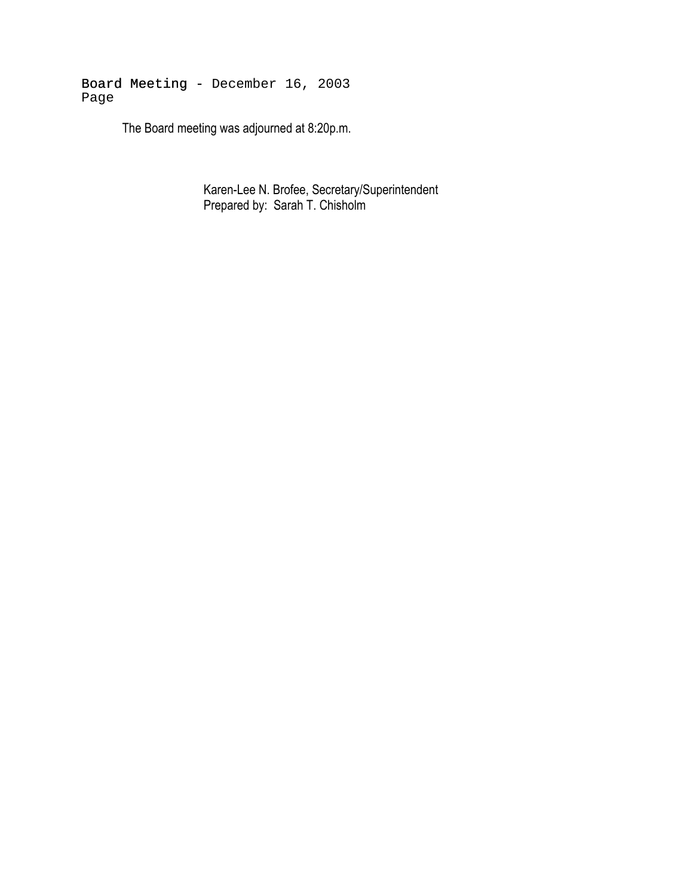The Board meeting was adjourned at 8:20p.m.

Karen-Lee N. Brofee, Secretary/Superintendent
Prepared by: Sarah T. Chisholm